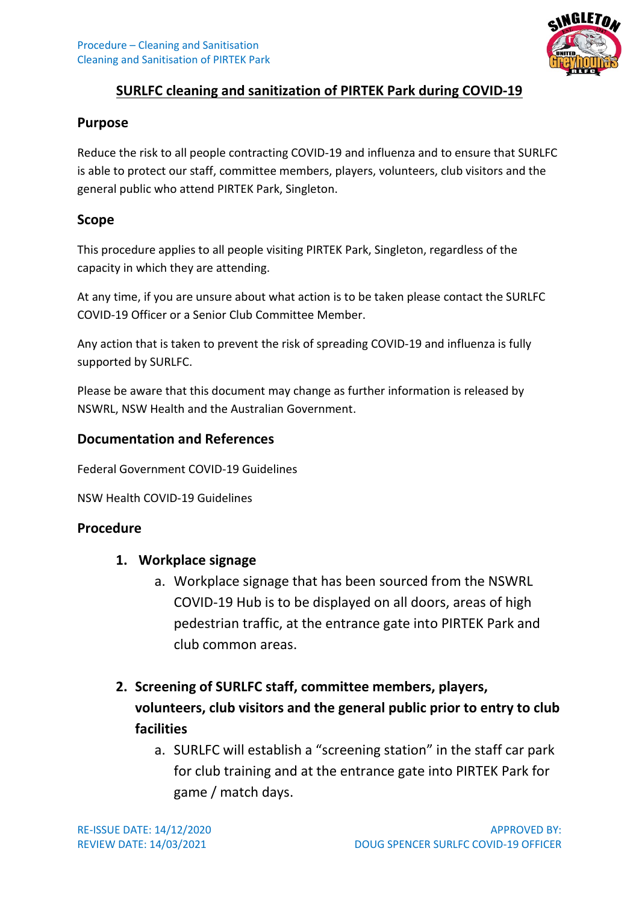# SURLFC cleaning and sanitization of PIRTEK Park during COVID-19

## Purpose

Reduce the risk to all people contracting COVID-19 and influenza and to ensure that SURLFC is able to protect our staff, committee members, players, volunteers, club visitors and the general public who attend PIRTEK Park, Singleton.

## Scope

This procedure applies to all people visiting PIRTEK Park, Singleton, regardless of the capacity in which they are attending.

At any time, if you are unsure about what action is to be taken please contact the SURLFC COVID-19 Officer or a Senior Club Committee Member.

Any action that is taken to prevent the risk of spreading COVID-19 and influenza is fully supported by SURLFC.

Please be aware that this document may change as further information is released by NSWRL, NSW Health and the Australian Government.

## Documentation and References

Federal Government COVID-19 Guidelines

NSW Health COVID-19 Guidelines

## Procedure

1. **Workplace signage**
   a. Workplace signage that has been sourced from the NSWRL COVID-19 Hub is to be displayed on all doors, areas of high pedestrian traffic, at the entrance gate into PIRTEK Park and club common areas.

2. **Screening of SURLFC staff, committee members, players, volunteers, club visitors and the general public prior to entry to club facilities**
   a. SURLFC will establish a "screening station" in the staff car park for club training and at the entrance gate into PIRTEK Park for game / match days.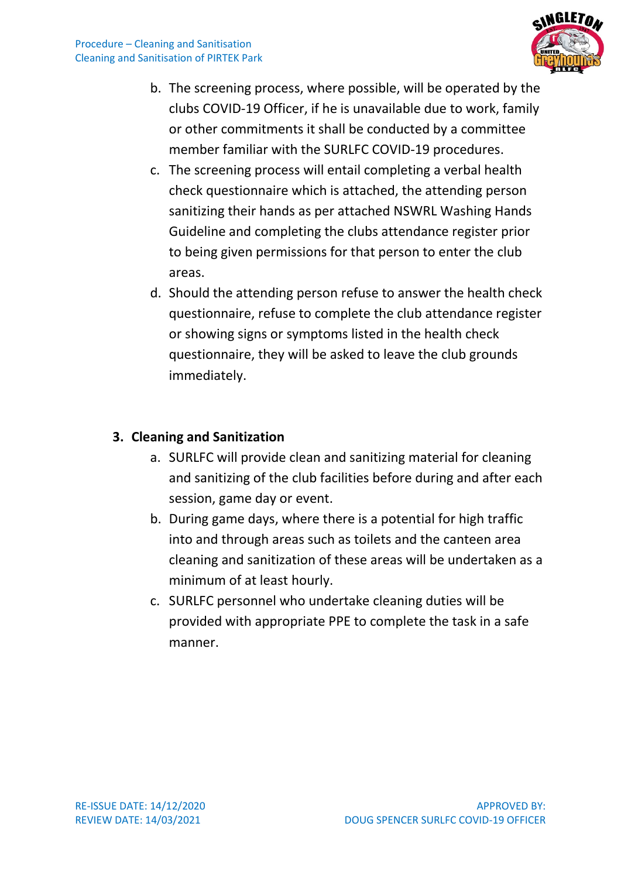b. The screening process, where possible, will be operated by the clubs COVID-19 Officer, if he is unavailable due to work, family or other commitments it shall be conducted by a committee member familiar with the SURLFC COVID-19 procedures.

c. The screening process will entail completing a verbal health check questionnaire which is attached, the attending person sanitizing their hands as per attached NSWRL Washing Hands Guideline and completing the clubs attendance register prior to being given permissions for that person to enter the club areas.

d. Should the attending person refuse to answer the health check questionnaire, refuse to complete the club attendance register or showing signs or symptoms listed in the health check questionnaire, they will be asked to leave the club grounds immediately.

## 3. Cleaning and Sanitization

a. SURLFC will provide clean and sanitizing material for cleaning and sanitizing of the club facilities before during and after each session, game day or event.

b. During game days, where there is a potential for high traffic into and through areas such as toilets and the canteen area cleaning and sanitization of these areas will be undertaken as a minimum of at least hourly.

c. SURLFC personnel who undertake cleaning duties will be provided with appropriate PPE to complete the task in a safe manner.

RE-ISSUE DATE: 14/12/2020
REVIEW DATE: 14/03/2021

APPROVED BY:
DOUG SPENCER SURLFC COVID-19 OFFICER